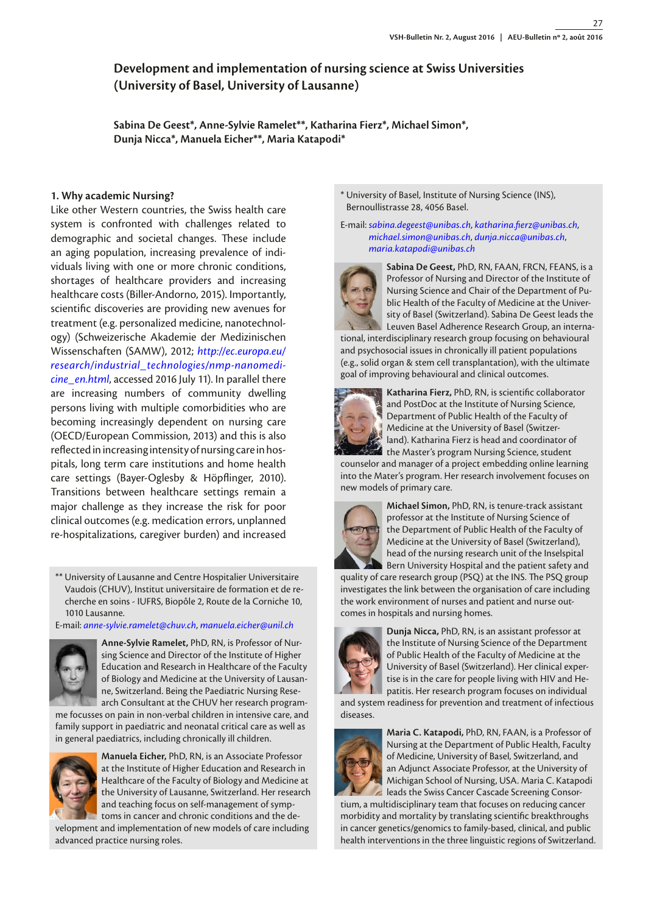# Development and implementation of nursing science at Swiss Universities (University of Basel, University of Lausanne)

**Sabina De Geest\*, Anne-Sylvie Ramelet\*\*, Katharina Fierz\*, Michael Simon\*, Dunja Nicca\*, Manuela Eicher\*\*, Maria Katapodi\***

## 1. Why academic Nursing?

Like other Western countries, the Swiss health care system is confronted with challenges related to demographic and societal changes. These include an aging population, increasing prevalence of individuals living with one or more chronic conditions, shortages of healthcare providers and increasing healthcare costs (Biller-Andorno, 2015). Importantly, scientific discoveries are providing new avenues for treatment (e.g. personalized medicine, nanotechnology) (Schweizerische Akademie der Medizinischen Wissenschaften (SAMW), 2012; *http://ec.europa.eu/research/industrial_technologies/nmp-nanomedicine_en.html*, accessed 2016 July 11). In parallel there are increasing numbers of community dwelling persons living with multiple comorbidities who are becoming increasingly dependent on nursing care (OECD/European Commission, 2013) and this is also reflected in increasing intensity of nursing care in hospitals, long term care institutions and home health care settings (Bayer-Oglesby & Höpflinger, 2010). Transitions between healthcare settings remain a major challenge as they increase the risk for poor clinical outcomes (e.g. medication errors, unplanned re-hospitalizations, caregiver burden) and increased

\*\* University of Lausanne and Centre Hospitalier Universitaire Vaudois (CHUV), Institut universitaire de formation et de recherche en soins - IUFRS, Biopôle 2, Route de la Corniche 10, 1010 Lausanne.
E-mail: *anne-sylvie.ramelet@chuv.ch*, *manuela.eicher@unil.ch*

**Anne-Sylvie Ramelet,** PhD, RN, is Professor of Nursing Science and Director of the Institute of Higher Education and Research in Healthcare of the Faculty of Biology and Medicine at the University of Lausanne, Switzerland. Being the Paediatric Nursing Research Consultant at the CHUV her research programme focusses on pain in non-verbal children in intensive care, and family support in paediatric and neonatal critical care as well as in general paediatrics, including chronically ill children.

**Manuela Eicher,** PhD, RN, is an Associate Professor at the Institute of Higher Education and Research in Healthcare of the Faculty of Biology and Medicine at the University of Lausanne, Switzerland. Her research and teaching focus on self-management of symptoms in cancer and chronic conditions and the development and implementation of new models of care including advanced practice nursing roles.

\* University of Basel, Institute of Nursing Science (INS), Bernoullistrasse 28, 4056 Basel.

E-mail: *sabina.degeest@unibas.ch*, *katharina.fierz@unibas.ch*, *michael.simon@unibas.ch*, *dunja.nicca@unibas.ch*, *maria.katapodi@unibas.ch*

**Sabina De Geest,** PhD, RN, FAAN, FRCN, FEANS, is a Professor of Nursing and Director of the Institute of Nursing Science and Chair of the Department of Public Health of the Faculty of Medicine at the University of Basel (Switzerland). Sabina De Geest leads the Leuven Basel Adherence Research Group, an international, interdisciplinary research group focusing on behavioural and psychosocial issues in chronically ill patient populations (e.g., solid organ & stem cell transplantation), with the ultimate goal of improving behavioural and clinical outcomes.

**Katharina Fierz,** PhD, RN, is scientific collaborator and PostDoc at the Institute of Nursing Science, Department of Public Health of the Faculty of Medicine at the University of Basel (Switzerland). Katharina Fierz is head and coordinator of the Master's program Nursing Science, student counselor and manager of a project embedding online learning into the Mater's program. Her research involvement focuses on new models of primary care.

**Michael Simon,** PhD, RN, is tenure-track assistant professor at the Institute of Nursing Science of the Department of Public Health of the Faculty of Medicine at the University of Basel (Switzerland), head of the nursing research unit of the Inselspital Bern University Hospital and the patient safety and quality of care research group (PSQ) at the INS. The PSQ group investigates the link between the organisation of care including the work environment of nurses and patient and nurse outcomes in hospitals and nursing homes.

**Dunja Nicca,** PhD, RN, is an assistant professor at the Institute of Nursing Science of the Department of Public Health of the Faculty of Medicine at the University of Basel (Switzerland). Her clinical expertise is in the care for people living with HIV and Hepatitis. Her research program focuses on individual and system readiness for prevention and treatment of infectious diseases.

**Maria C. Katapodi,** PhD, RN, FAAN, is a Professor of Nursing at the Department of Public Health, Faculty of Medicine, University of Basel, Switzerland, and an Adjunct Associate Professor, at the University of Michigan School of Nursing, USA. Maria C. Katapodi leads the Swiss Cancer Cascade Screening Consortium, a multidisciplinary team that focuses on reducing cancer morbidity and mortality by translating scientific breakthroughs in cancer genetics/genomics to family-based, clinical, and public health interventions in the three linguistic regions of Switzerland.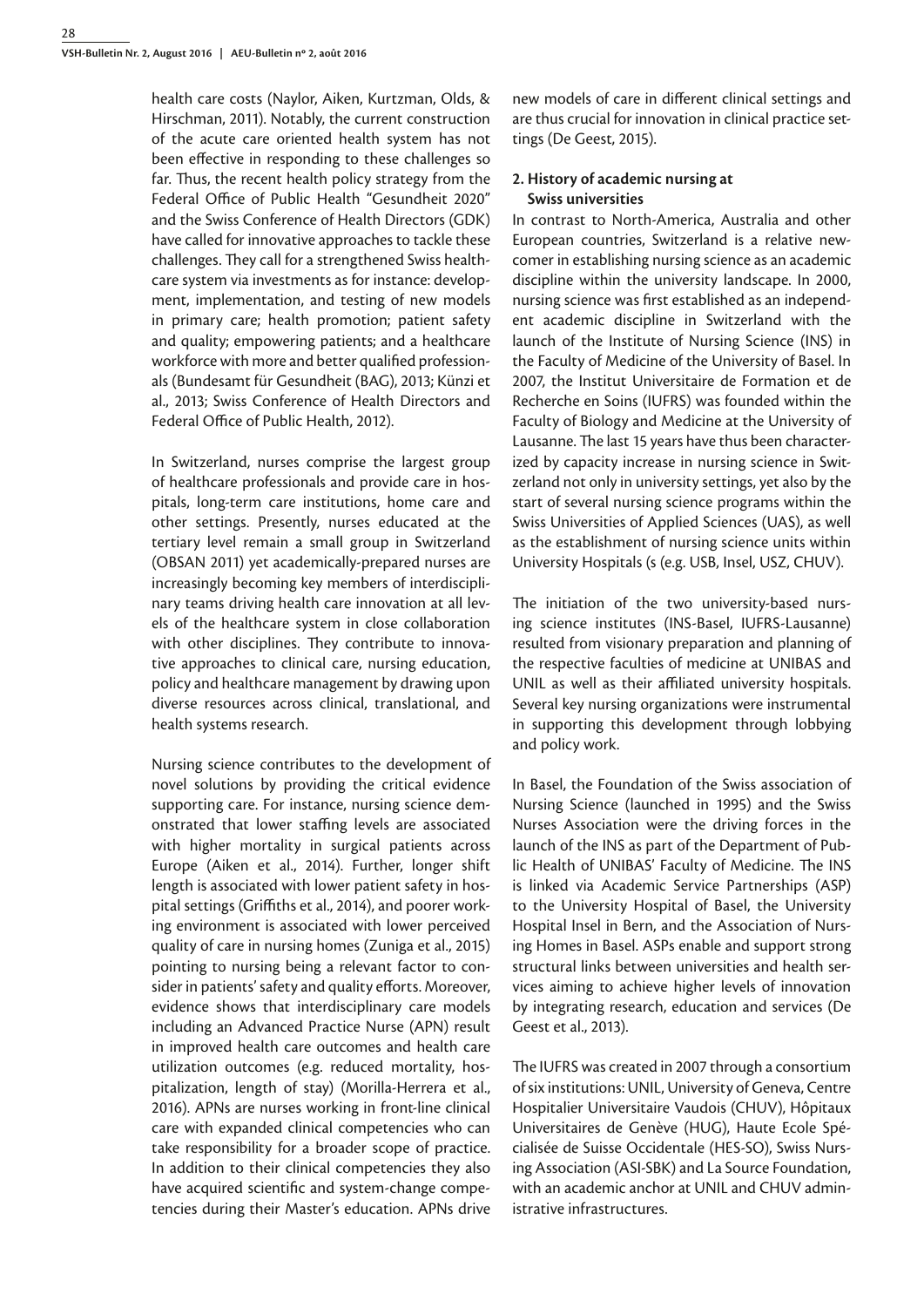health care costs (Naylor, Aiken, Kurtzman, Olds, & Hirschman, 2011). Notably, the current construction of the acute care oriented health system has not been effective in responding to these challenges so far. Thus, the recent health policy strategy from the Federal Office of Public Health "Gesundheit 2020" and the Swiss Conference of Health Directors (GDK) have called for innovative approaches to tackle these challenges. They call for a strengthened Swiss healthcare system via investments as for instance: development, implementation, and testing of new models in primary care; health promotion; patient safety and quality; empowering patients; and a healthcare workforce with more and better qualified professionals (Bundesamt für Gesundheit (BAG), 2013; Künzi et al., 2013; Swiss Conference of Health Directors and Federal Office of Public Health, 2012).

In Switzerland, nurses comprise the largest group of healthcare professionals and provide care in hospitals, long-term care institutions, home care and other settings. Presently, nurses educated at the tertiary level remain a small group in Switzerland (OBSAN 2011) yet academically-prepared nurses are increasingly becoming key members of interdisciplinary teams driving health care innovation at all levels of the healthcare system in close collaboration with other disciplines. They contribute to innovative approaches to clinical care, nursing education, policy and healthcare management by drawing upon diverse resources across clinical, translational, and health systems research.

Nursing science contributes to the development of novel solutions by providing the critical evidence supporting care. For instance, nursing science demonstrated that lower staffing levels are associated with higher mortality in surgical patients across Europe (Aiken et al., 2014). Further, longer shift length is associated with lower patient safety in hospital settings (Griffiths et al., 2014), and poorer working environment is associated with lower perceived quality of care in nursing homes (Zuniga et al., 2015) pointing to nursing being a relevant factor to consider in patients' safety and quality efforts. Moreover, evidence shows that interdisciplinary care models including an Advanced Practice Nurse (APN) result in improved health care outcomes and health care utilization outcomes (e.g. reduced mortality, hospitalization, length of stay) (Morilla-Herrera et al., 2016). APNs are nurses working in front-line clinical care with expanded clinical competencies who can take responsibility for a broader scope of practice. In addition to their clinical competencies they also have acquired scientific and system-change competencies during their Master's education. APNs drive new models of care in different clinical settings and are thus crucial for innovation in clinical practice settings (De Geest, 2015).

## 2. History of academic nursing at Swiss universities

In contrast to North-America, Australia and other European countries, Switzerland is a relative newcomer in establishing nursing science as an academic discipline within the university landscape. In 2000, nursing science was first established as an independent academic discipline in Switzerland with the launch of the Institute of Nursing Science (INS) in the Faculty of Medicine of the University of Basel. In 2007, the Institut Universitaire de Formation et de Recherche en Soins (IUFRS) was founded within the Faculty of Biology and Medicine at the University of Lausanne. The last 15 years have thus been characterized by capacity increase in nursing science in Switzerland not only in university settings, yet also by the start of several nursing science programs within the Swiss Universities of Applied Sciences (UAS), as well as the establishment of nursing science units within University Hospitals (s (e.g. USB, Insel, USZ, CHUV).

The initiation of the two university-based nursing science institutes (INS-Basel, IUFRS-Lausanne) resulted from visionary preparation and planning of the respective faculties of medicine at UNIBAS and UNIL as well as their affiliated university hospitals. Several key nursing organizations were instrumental in supporting this development through lobbying and policy work.

In Basel, the Foundation of the Swiss association of Nursing Science (launched in 1995) and the Swiss Nurses Association were the driving forces in the launch of the INS as part of the Department of Public Health of UNIBAS' Faculty of Medicine. The INS is linked via Academic Service Partnerships (ASP) to the University Hospital of Basel, the University Hospital Insel in Bern, and the Association of Nursing Homes in Basel. ASPs enable and support strong structural links between universities and health services aiming to achieve higher levels of innovation by integrating research, education and services (De Geest et al., 2013).

The IUFRS was created in 2007 through a consortium of six institutions: UNIL, University of Geneva, Centre Hospitalier Universitaire Vaudois (CHUV), Hôpitaux Universitaires de Genève (HUG), Haute Ecole Spécialisée de Suisse Occidentale (HES-SO), Swiss Nursing Association (ASI-SBK) and La Source Foundation, with an academic anchor at UNIL and CHUV administrative infrastructures.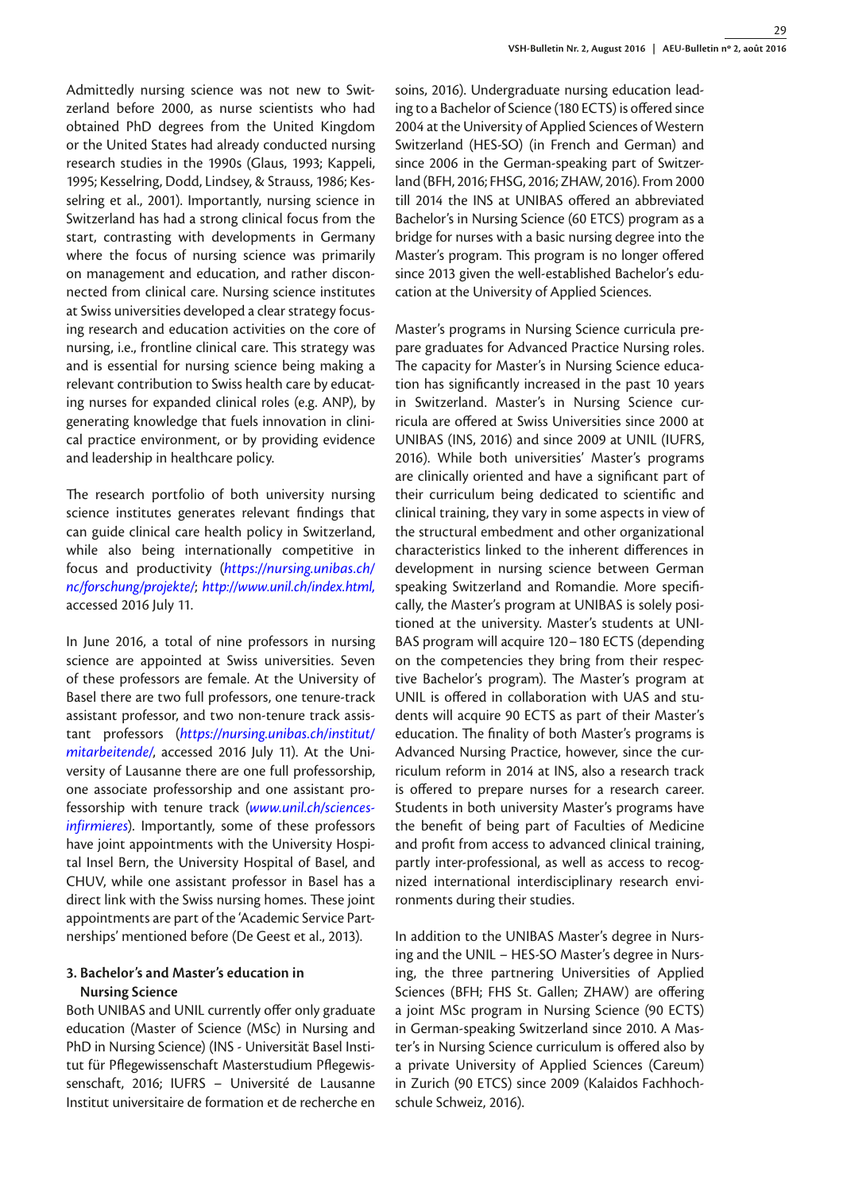Admittedly nursing science was not new to Switzerland before 2000, as nurse scientists who had obtained PhD degrees from the United Kingdom or the United States had already conducted nursing research studies in the 1990s (Glaus, 1993; Kappeli, 1995; Kesselring, Dodd, Lindsey, & Strauss, 1986; Kesselring et al., 2001). Importantly, nursing science in Switzerland has had a strong clinical focus from the start, contrasting with developments in Germany where the focus of nursing science was primarily on management and education, and rather disconnected from clinical care. Nursing science institutes at Swiss universities developed a clear strategy focusing research and education activities on the core of nursing, i.e., frontline clinical care. This strategy was and is essential for nursing science being making a relevant contribution to Swiss health care by educating nurses for expanded clinical roles (e.g. ANP), by generating knowledge that fuels innovation in clinical practice environment, or by providing evidence and leadership in healthcare policy.

The research portfolio of both university nursing science institutes generates relevant findings that can guide clinical care health policy in Switzerland, while also being internationally competitive in focus and productivity (*https://nursing.unibas.ch/nc/forschung/projekte/*; *http://www.unil.ch/index.html,* accessed 2016 July 11.

In June 2016, a total of nine professors in nursing science are appointed at Swiss universities. Seven of these professors are female. At the University of Basel there are two full professors, one tenure-track assistant professor, and two non-tenure track assistant professors (*https://nursing.unibas.ch/institut/mitarbeitende/*, accessed 2016 July 11). At the University of Lausanne there are one full professorship, one associate professorship and one assistant professorship with tenure track (*www.unil.ch/sciences-infirmieres*). Importantly, some of these professors have joint appointments with the University Hospital Insel Bern, the University Hospital of Basel, and CHUV, while one assistant professor in Basel has a direct link with the Swiss nursing homes. These joint appointments are part of the 'Academic Service Partnerships' mentioned before (De Geest et al., 2013).

### 3. Bachelor's and Master's education in Nursing Science

Both UNIBAS and UNIL currently offer only graduate education (Master of Science (MSc) in Nursing and PhD in Nursing Science) (INS - Universität Basel Institut für Pflegewissenschaft Masterstudium Pflegewissenschaft, 2016; IUFRS – Université de Lausanne Institut universitaire de formation et de recherche en soins, 2016). Undergraduate nursing education leading to a Bachelor of Science (180 ECTS) is offered since 2004 at the University of Applied Sciences of Western Switzerland (HES-SO) (in French and German) and since 2006 in the German-speaking part of Switzerland (BFH, 2016; FHSG, 2016; ZHAW, 2016). From 2000 till 2014 the INS at UNIBAS offered an abbreviated Bachelor's in Nursing Science (60 ETCS) program as a bridge for nurses with a basic nursing degree into the Master's program. This program is no longer offered since 2013 given the well-established Bachelor's education at the University of Applied Sciences.

Master's programs in Nursing Science curricula prepare graduates for Advanced Practice Nursing roles. The capacity for Master's in Nursing Science education has significantly increased in the past 10 years in Switzerland. Master's in Nursing Science curricula are offered at Swiss Universities since 2000 at UNIBAS (INS, 2016) and since 2009 at UNIL (IUFRS, 2016). While both universities' Master's programs are clinically oriented and have a significant part of their curriculum being dedicated to scientific and clinical training, they vary in some aspects in view of the structural embedment and other organizational characteristics linked to the inherent differences in development in nursing science between German speaking Switzerland and Romandie. More specifically, the Master's program at UNIBAS is solely positioned at the university. Master's students at UNIBAS program will acquire 120–180 ECTS (depending on the competencies they bring from their respective Bachelor's program). The Master's program at UNIL is offered in collaboration with UAS and students will acquire 90 ECTS as part of their Master's education. The finality of both Master's programs is Advanced Nursing Practice, however, since the curriculum reform in 2014 at INS, also a research track is offered to prepare nurses for a research career. Students in both university Master's programs have the benefit of being part of Faculties of Medicine and profit from access to advanced clinical training, partly inter-professional, as well as access to recognized international interdisciplinary research environments during their studies.

In addition to the UNIBAS Master's degree in Nursing and the UNIL – HES-SO Master's degree in Nursing, the three partnering Universities of Applied Sciences (BFH; FHS St. Gallen; ZHAW) are offering a joint MSc program in Nursing Science (90 ECTS) in German-speaking Switzerland since 2010. A Master's in Nursing Science curriculum is offered also by a private University of Applied Sciences (Careum) in Zurich (90 ETCS) since 2009 (Kalaidos Fachhochschule Schweiz, 2016).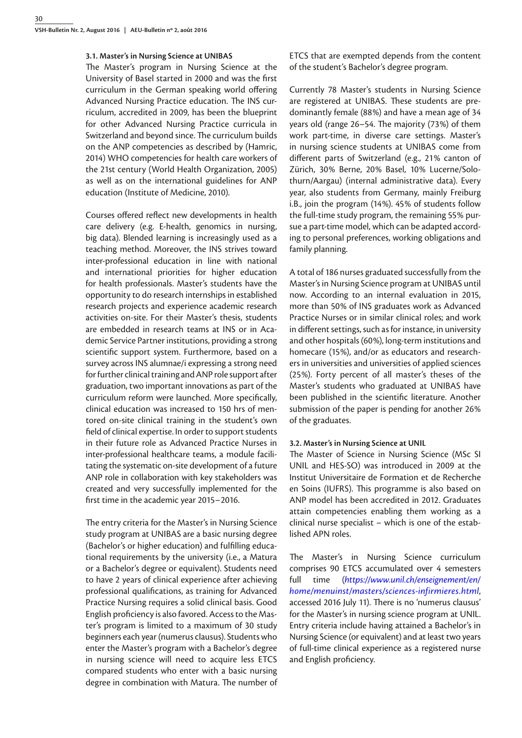### 3.1. Master's in Nursing Science at UNIBAS

The Master's program in Nursing Science at the University of Basel started in 2000 and was the first curriculum in the German speaking world offering Advanced Nursing Practice education. The INS curriculum, accredited in 2009, has been the blueprint for other Advanced Nursing Practice curricula in Switzerland and beyond since. The curriculum builds on the ANP competencies as described by (Hamric, 2014) WHO competencies for health care workers of the 21st century (World Health Organization, 2005) as well as on the international guidelines for ANP education (Institute of Medicine, 2010).

Courses offered reflect new developments in health care delivery (e.g. E-health, genomics in nursing, big data). Blended learning is increasingly used as a teaching method. Moreover, the INS strives toward inter-professional education in line with national and international priorities for higher education for health professionals. Master's students have the opportunity to do research internships in established research projects and experience academic research activities on-site. For their Master's thesis, students are embedded in research teams at INS or in Academic Service Partner institutions, providing a strong scientific support system. Furthermore, based on a survey across INS alumnae/i expressing a strong need for further clinical training and ANP role support after graduation, two important innovations as part of the curriculum reform were launched. More specifically, clinical education was increased to 150 hrs of mentored on-site clinical training in the student's own field of clinical expertise. In order to support students in their future role as Advanced Practice Nurses in inter-professional healthcare teams, a module facilitating the systematic on-site development of a future ANP role in collaboration with key stakeholders was created and very successfully implemented for the first time in the academic year 2015–2016.

The entry criteria for the Master's in Nursing Science study program at UNIBAS are a basic nursing degree (Bachelor's or higher education) and fulfilling educational requirements by the university (i.e., a Matura or a Bachelor's degree or equivalent). Students need to have 2 years of clinical experience after achieving professional qualifications, as training for Advanced Practice Nursing requires a solid clinical basis. Good English proficiency is also favored. Access to the Master's program is limited to a maximum of 30 study beginners each year (numerus clausus). Students who enter the Master's program with a Bachelor's degree in nursing science will need to acquire less ETCS compared students who enter with a basic nursing degree in combination with Matura. The number of ETCS that are exempted depends from the content of the student's Bachelor's degree program.

Currently 78 Master's students in Nursing Science are registered at UNIBAS. These students are predominantly female (88%) and have a mean age of 34 years old (range 26–54. The majority (73%) of them work part-time, in diverse care settings. Master's in nursing science students at UNIBAS come from different parts of Switzerland (e.g., 21% canton of Zürich, 30% Berne, 20% Basel, 10% Lucerne/Solothurn/Aargau) (internal administrative data). Every year, also students from Germany, mainly Freiburg i.B., join the program (14%). 45% of students follow the full-time study program, the remaining 55% pursue a part-time model, which can be adapted according to personal preferences, working obligations and family planning.

A total of 186 nurses graduated successfully from the Master's in Nursing Science program at UNIBAS until now. According to an internal evaluation in 2015, more than 50% of INS graduates work as Advanced Practice Nurses or in similar clinical roles; and work in different settings, such as for instance, in university and other hospitals (60%), long-term institutions and homecare (15%), and/or as educators and researchers in universities and universities of applied sciences (25%). Forty percent of all master's theses of the Master's students who graduated at UNIBAS have been published in the scientific literature. Another submission of the paper is pending for another 26% of the graduates.

### 3.2. Master's in Nursing Science at UNIL

The Master of Science in Nursing Science (MSc SI UNIL and HES-SO) was introduced in 2009 at the Institut Universitaire de Formation et de Recherche en Soins (IUFRS). This programme is also based on ANP model has been accredited in 2012. Graduates attain competencies enabling them working as a clinical nurse specialist – which is one of the established APN roles.

The Master's in Nursing Science curriculum comprises 90 ETCS accumulated over 4 semesters full time (*https://www.unil.ch/enseignement/en/home/menuinst/masters/sciences-infirmieres.html*, accessed 2016 July 11). There is no 'numerus clausus' for the Master's in nursing science program at UNIL. Entry criteria include having attained a Bachelor's in Nursing Science (or equivalent) and at least two years of full-time clinical experience as a registered nurse and English proficiency.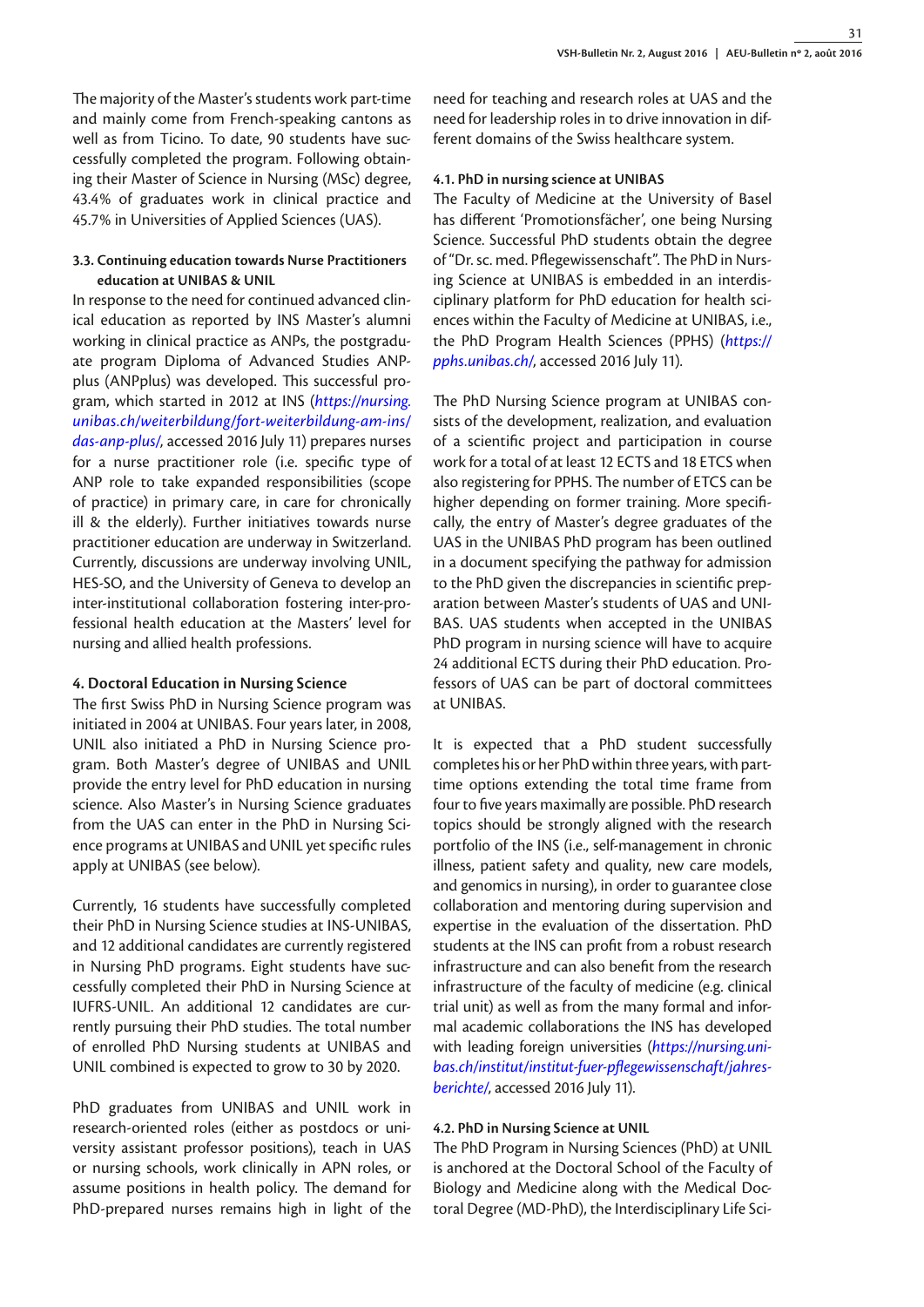The majority of the Master's students work part-time and mainly come from French-speaking cantons as well as from Ticino. To date, 90 students have successfully completed the program. Following obtaining their Master of Science in Nursing (MSc) degree, 43.4% of graduates work in clinical practice and 45.7% in Universities of Applied Sciences (UAS).

### 3.3. Continuing education towards Nurse Practitioners education at UNIBAS & UNIL

In response to the need for continued advanced clinical education as reported by INS Master's alumni working in clinical practice as ANPs, the postgraduate program Diploma of Advanced Studies ANP-plus (ANPplus) was developed. This successful program, which started in 2012 at INS (*https://nursing.unibas.ch/weiterbildung/fort-weiterbildung-am-ins/das-anp-plus/*, accessed 2016 July 11) prepares nurses for a nurse practitioner role (i.e. specific type of ANP role to take expanded responsibilities (scope of practice) in primary care, in care for chronically ill & the elderly). Further initiatives towards nurse practitioner education are underway in Switzerland. Currently, discussions are underway involving UNIL, HES-SO, and the University of Geneva to develop an inter-institutional collaboration fostering inter-professional health education at the Masters' level for nursing and allied health professions.

## 4. Doctoral Education in Nursing Science

The first Swiss PhD in Nursing Science program was initiated in 2004 at UNIBAS. Four years later, in 2008, UNIL also initiated a PhD in Nursing Science program. Both Master's degree of UNIBAS and UNIL provide the entry level for PhD education in nursing science. Also Master's in Nursing Science graduates from the UAS can enter in the PhD in Nursing Science programs at UNIBAS and UNIL yet specific rules apply at UNIBAS (see below).

Currently, 16 students have successfully completed their PhD in Nursing Science studies at INS-UNIBAS, and 12 additional candidates are currently registered in Nursing PhD programs. Eight students have successfully completed their PhD in Nursing Science at IUFRS-UNIL. An additional 12 candidates are currently pursuing their PhD studies. The total number of enrolled PhD Nursing students at UNIBAS and UNIL combined is expected to grow to 30 by 2020.

PhD graduates from UNIBAS and UNIL work in research-oriented roles (either as postdocs or university assistant professor positions), teach in UAS or nursing schools, work clinically in APN roles, or assume positions in health policy. The demand for PhD-prepared nurses remains high in light of the need for teaching and research roles at UAS and the need for leadership roles in to drive innovation in different domains of the Swiss healthcare system.

### 4.1. PhD in nursing science at UNIBAS

The Faculty of Medicine at the University of Basel has different 'Promotionsfächer', one being Nursing Science. Successful PhD students obtain the degree of "Dr. sc. med. Pflegewissenschaft". The PhD in Nursing Science at UNIBAS is embedded in an interdisciplinary platform for PhD education for health sciences within the Faculty of Medicine at UNIBAS, i.e., the PhD Program Health Sciences (PPHS) (*https://pphs.unibas.ch/*, accessed 2016 July 11).

The PhD Nursing Science program at UNIBAS consists of the development, realization, and evaluation of a scientific project and participation in course work for a total of at least 12 ECTS and 18 ETCS when also registering for PPHS. The number of ETCS can be higher depending on former training. More specifically, the entry of Master's degree graduates of the UAS in the UNIBAS PhD program has been outlined in a document specifying the pathway for admission to the PhD given the discrepancies in scientific preparation between Master's students of UAS and UNIBAS. UAS students when accepted in the UNIBAS PhD program in nursing science will have to acquire 24 additional ECTS during their PhD education. Professors of UAS can be part of doctoral committees at UNIBAS.

It is expected that a PhD student successfully completes his or her PhD within three years, with part-time options extending the total time frame from four to five years maximally are possible. PhD research topics should be strongly aligned with the research portfolio of the INS (i.e., self-management in chronic illness, patient safety and quality, new care models, and genomics in nursing), in order to guarantee close collaboration and mentoring during supervision and expertise in the evaluation of the dissertation. PhD students at the INS can profit from a robust research infrastructure and can also benefit from the research infrastructure of the faculty of medicine (e.g. clinical trial unit) as well as from the many formal and informal academic collaborations the INS has developed with leading foreign universities (*https://nursing.unibas.ch/institut/institut-fuer-pflegewissenschaft/jahresberichte/*, accessed 2016 July 11).

### 4.2. PhD in Nursing Science at UNIL

The PhD Program in Nursing Sciences (PhD) at UNIL is anchored at the Doctoral School of the Faculty of Biology and Medicine along with the Medical Doctoral Degree (MD-PhD), the Interdisciplinary Life Sci-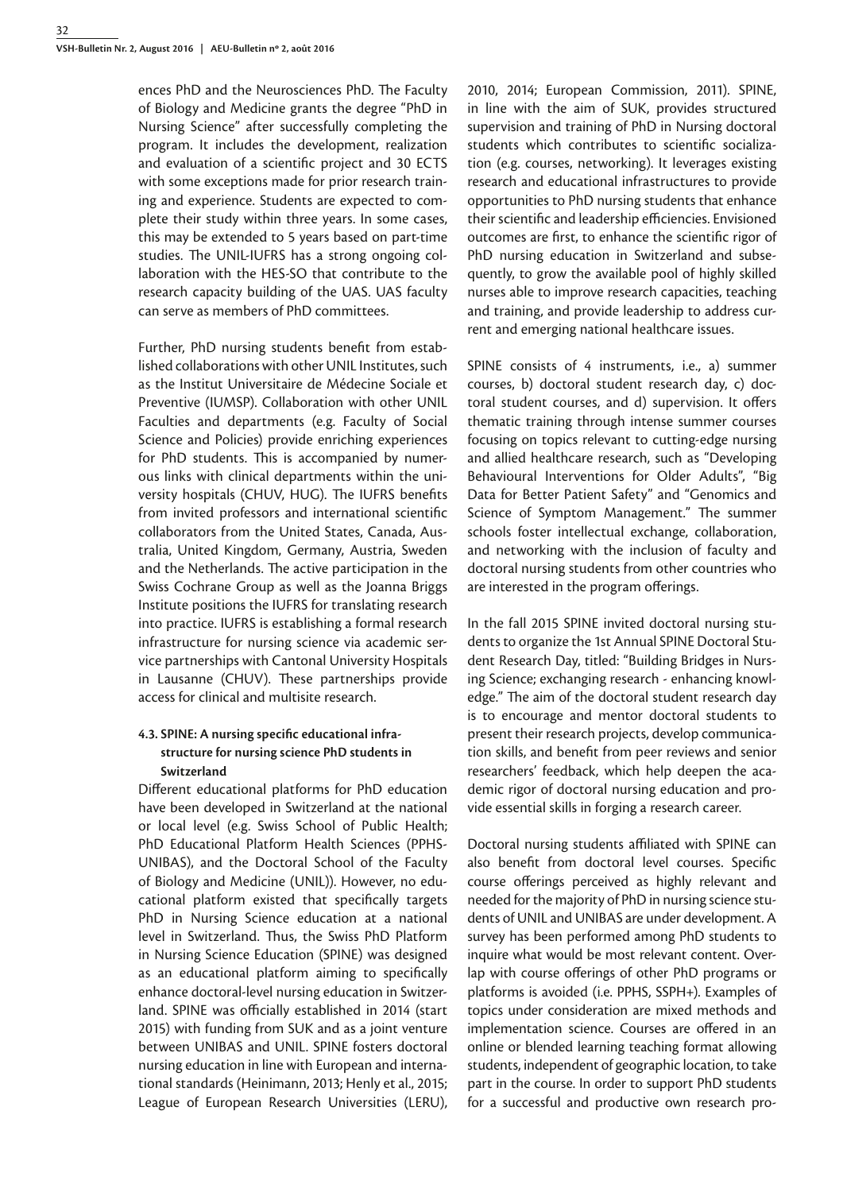ences PhD and the Neurosciences PhD. The Faculty of Biology and Medicine grants the degree "PhD in Nursing Science" after successfully completing the program. It includes the development, realization and evaluation of a scientific project and 30 ECTS with some exceptions made for prior research training and experience. Students are expected to complete their study within three years. In some cases, this may be extended to 5 years based on part-time studies. The UNIL-IUFRS has a strong ongoing collaboration with the HES-SO that contribute to the research capacity building of the UAS. UAS faculty can serve as members of PhD committees.

Further, PhD nursing students benefit from established collaborations with other UNIL Institutes, such as the Institut Universitaire de Médecine Sociale et Preventive (IUMSP). Collaboration with other UNIL Faculties and departments (e.g. Faculty of Social Science and Policies) provide enriching experiences for PhD students. This is accompanied by numerous links with clinical departments within the university hospitals (CHUV, HUG). The IUFRS benefits from invited professors and international scientific collaborators from the United States, Canada, Australia, United Kingdom, Germany, Austria, Sweden and the Netherlands. The active participation in the Swiss Cochrane Group as well as the Joanna Briggs Institute positions the IUFRS for translating research into practice. IUFRS is establishing a formal research infrastructure for nursing science via academic service partnerships with Cantonal University Hospitals in Lausanne (CHUV). These partnerships provide access for clinical and multisite research.

#### 4.3. SPINE: A nursing specific educational infrastructure for nursing science PhD students in Switzerland

Different educational platforms for PhD education have been developed in Switzerland at the national or local level (e.g. Swiss School of Public Health; PhD Educational Platform Health Sciences (PPHS-UNIBAS), and the Doctoral School of the Faculty of Biology and Medicine (UNIL)). However, no educational platform existed that specifically targets PhD in Nursing Science education at a national level in Switzerland. Thus, the Swiss PhD Platform in Nursing Science Education (SPINE) was designed as an educational platform aiming to specifically enhance doctoral-level nursing education in Switzerland. SPINE was officially established in 2014 (start 2015) with funding from SUK and as a joint venture between UNIBAS and UNIL. SPINE fosters doctoral nursing education in line with European and international standards (Heinimann, 2013; Henly et al., 2015; League of European Research Universities (LERU), 2010, 2014; European Commission, 2011). SPINE, in line with the aim of SUK, provides structured supervision and training of PhD in Nursing doctoral students which contributes to scientific socialization (e.g. courses, networking). It leverages existing research and educational infrastructures to provide opportunities to PhD nursing students that enhance their scientific and leadership efficiencies. Envisioned outcomes are first, to enhance the scientific rigor of PhD nursing education in Switzerland and subsequently, to grow the available pool of highly skilled nurses able to improve research capacities, teaching and training, and provide leadership to address current and emerging national healthcare issues.

SPINE consists of 4 instruments, i.e., a) summer courses, b) doctoral student research day, c) doctoral student courses, and d) supervision. It offers thematic training through intense summer courses focusing on topics relevant to cutting-edge nursing and allied healthcare research, such as "Developing Behavioural Interventions for Older Adults", "Big Data for Better Patient Safety" and "Genomics and Science of Symptom Management." The summer schools foster intellectual exchange, collaboration, and networking with the inclusion of faculty and doctoral nursing students from other countries who are interested in the program offerings.

In the fall 2015 SPINE invited doctoral nursing students to organize the 1st Annual SPINE Doctoral Student Research Day, titled: "Building Bridges in Nursing Science; exchanging research - enhancing knowledge." The aim of the doctoral student research day is to encourage and mentor doctoral students to present their research projects, develop communication skills, and benefit from peer reviews and senior researchers' feedback, which help deepen the academic rigor of doctoral nursing education and provide essential skills in forging a research career.

Doctoral nursing students affiliated with SPINE can also benefit from doctoral level courses. Specific course offerings perceived as highly relevant and needed for the majority of PhD in nursing science students of UNIL and UNIBAS are under development. A survey has been performed among PhD students to inquire what would be most relevant content. Overlap with course offerings of other PhD programs or platforms is avoided (i.e. PPHS, SSPH+). Examples of topics under consideration are mixed methods and implementation science. Courses are offered in an online or blended learning teaching format allowing students, independent of geographic location, to take part in the course. In order to support PhD students for a successful and productive own research pro-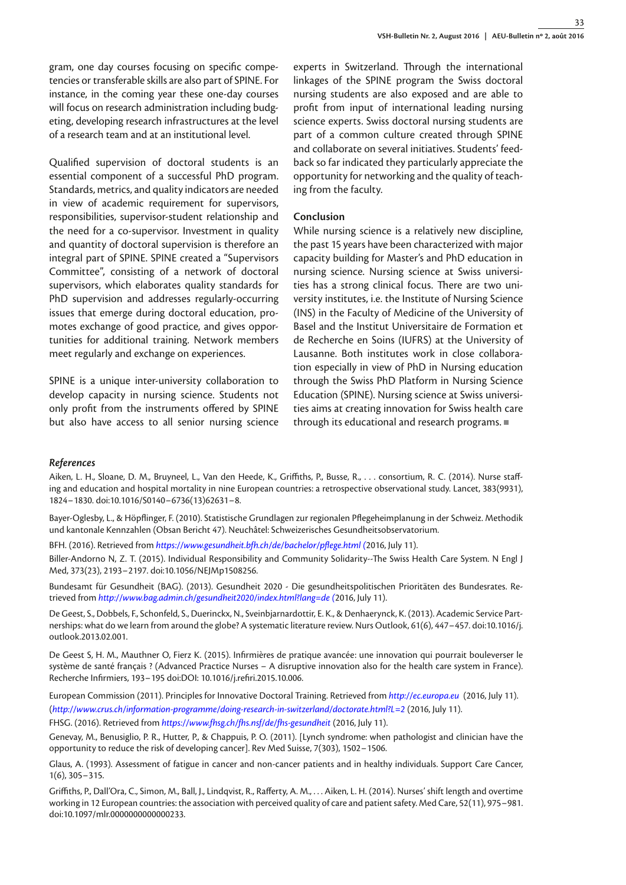gram, one day courses focusing on specific competencies or transferable skills are also part of SPINE. For instance, in the coming year these one-day courses will focus on research administration including budgeting, developing research infrastructures at the level of a research team and at an institutional level.

Qualified supervision of doctoral students is an essential component of a successful PhD program. Standards, metrics, and quality indicators are needed in view of academic requirement for supervisors, responsibilities, supervisor-student relationship and the need for a co-supervisor. Investment in quality and quantity of doctoral supervision is therefore an integral part of SPINE. SPINE created a "Supervisors Committee", consisting of a network of doctoral supervisors, which elaborates quality standards for PhD supervision and addresses regularly-occurring issues that emerge during doctoral education, promotes exchange of good practice, and gives opportunities for additional training. Network members meet regularly and exchange on experiences.

SPINE is a unique inter-university collaboration to develop capacity in nursing science. Students not only profit from the instruments offered by SPINE but also have access to all senior nursing science experts in Switzerland. Through the international linkages of the SPINE program the Swiss doctoral nursing students are also exposed and are able to profit from input of international leading nursing science experts. Swiss doctoral nursing students are part of a common culture created through SPINE and collaborate on several initiatives. Students' feedback so far indicated they particularly appreciate the opportunity for networking and the quality of teaching from the faculty.

**Conclusion**

While nursing science is a relatively new discipline, the past 15 years have been characterized with major capacity building for Master's and PhD education in nursing science. Nursing science at Swiss universities has a strong clinical focus. There are two university institutes, i.e. the Institute of Nursing Science (INS) in the Faculty of Medicine of the University of Basel and the Institut Universitaire de Formation et de Recherche en Soins (IUFRS) at the University of Lausanne. Both institutes work in close collaboration especially in view of PhD in Nursing education through the Swiss PhD Platform in Nursing Science Education (SPINE). Nursing science at Swiss universities aims at creating innovation for Swiss health care through its educational and research programs. ■

### *References*

Aiken, L. H., Sloane, D. M., Bruyneel, L., Van den Heede, K., Griffiths, P., Busse, R., . . . consortium, R. C. (2014). Nurse staffing and education and hospital mortality in nine European countries: a retrospective observational study. Lancet, 383(9931), 1824–1830. doi:10.1016/S0140–6736(13)62631–8.

Bayer-Oglesby, L., & Höpflinger, F. (2010). Statistische Grundlagen zur regionalen Pflegeheimplanung in der Schweiz. Methodik und kantonale Kennzahlen (Obsan Bericht 47). Neuchâtel: Schweizerisches Gesundheitsobservatorium.

BFH. (2016). Retrieved from *https://www.gesundheit.bfh.ch/de/bachelor/pflege.html* (2016, July 11).

Biller-Andorno N, Z. T. (2015). Individual Responsibility and Community Solidarity--The Swiss Health Care System. N Engl J Med, 373(23), 2193–2197. doi:10.1056/NEJMp1508256.

Bundesamt für Gesundheit (BAG). (2013). Gesundheit 2020 - Die gesundheitspolitischen Prioritäten des Bundesrates. Retrieved from *http://www.bag.admin.ch/gesundheit2020/index.html?lang=de* (2016, July 11).

De Geest, S., Dobbels, F., Schonfeld, S., Duerinckx, N., Sveinbjarnardottir, E. K., & Denhaerynck, K. (2013). Academic Service Partnerships: what do we learn from around the globe? A systematic literature review. Nurs Outlook, 61(6), 447–457. doi:10.1016/j.outlook.2013.02.001.

De Geest S, H. M., Mauthner O, Fierz K. (2015). Infirmières de pratique avancée: une innovation qui pourrait bouleverser le système de santé français ? (Advanced Practice Nurses – A disruptive innovation also for the health care system in France). Recherche Infirmiers, 193–195 doi:DOI: 10.1016/j.refiri.2015.10.006.

European Commission (2011). Principles for Innovative Doctoral Training. Retrieved from *http://ec.europa.eu* (2016, July 11). (*http://www.crus.ch/information-programme/doing-research-in-switzerland/doctorate.html?L=2* (2016, July 11).

FHSG. (2016). Retrieved from *https://www.fhsg.ch/fhs.nsf/de/fhs-gesundheit* (2016, July 11).

Genevay, M., Benusiglio, P. R., Hutter, P., & Chappuis, P. O. (2011). [Lynch syndrome: when pathologist and clinician have the opportunity to reduce the risk of developing cancer]. Rev Med Suisse, 7(303), 1502–1506.

Glaus, A. (1993). Assessment of fatigue in cancer and non-cancer patients and in healthy individuals. Support Care Cancer, 1(6), 305–315.

Griffiths, P., Dall'Ora, C., Simon, M., Ball, J., Lindqvist, R., Rafferty, A. M., . . . Aiken, L. H. (2014). Nurses' shift length and overtime working in 12 European countries: the association with perceived quality of care and patient safety. Med Care, 52(11), 975–981. doi:10.1097/mlr.0000000000000233.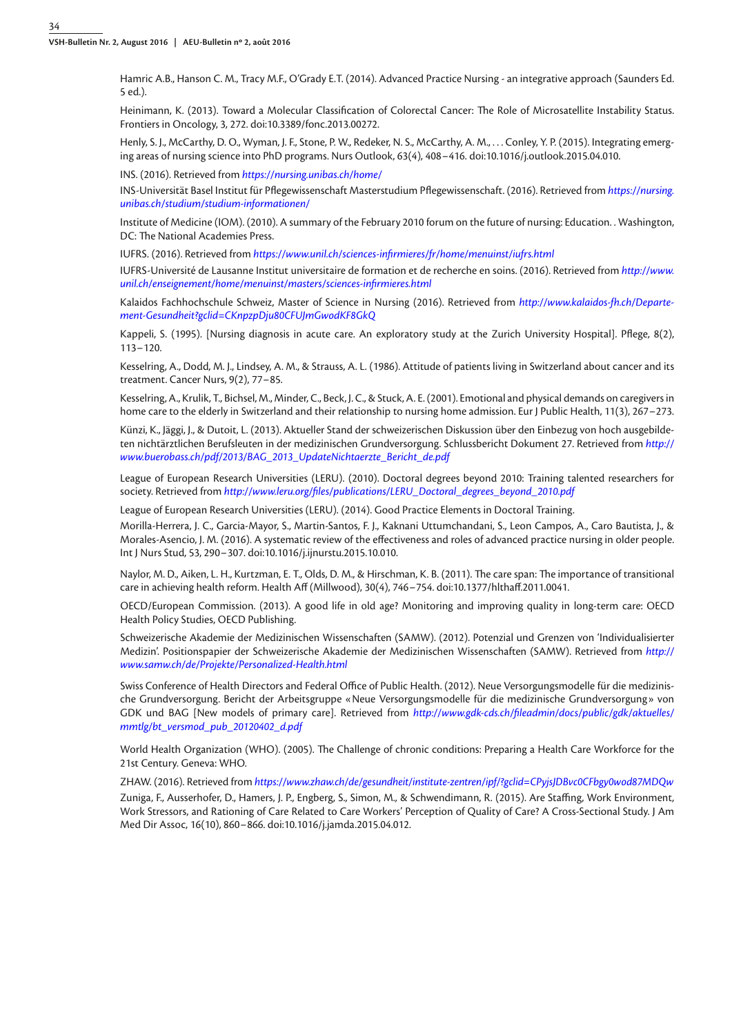Hamric A.B., Hanson C. M., Tracy M.F., O'Grady E.T. (2014). Advanced Practice Nursing - an integrative approach (Saunders Ed. 5 ed.).

Heinimann, K. (2013). Toward a Molecular Classification of Colorectal Cancer: The Role of Microsatellite Instability Status. Frontiers in Oncology, 3, 272. doi:10.3389/fonc.2013.00272.

Henly, S. J., McCarthy, D. O., Wyman, J. F., Stone, P. W., Redeker, N. S., McCarthy, A. M., . . . Conley, Y. P. (2015). Integrating emerging areas of nursing science into PhD programs. Nurs Outlook, 63(4), 408–416. doi:10.1016/j.outlook.2015.04.010.

INS. (2016). Retrieved from *https://nursing.unibas.ch/home/*

INS-Universität Basel Institut für Pflegewissenschaft Masterstudium Pflegewissenschaft. (2016). Retrieved from *https://nursing.unibas.ch/studium/studium-informationen/*

Institute of Medicine (IOM). (2010). A summary of the February 2010 forum on the future of nursing: Education. . Washington, DC: The National Academies Press.

IUFRS. (2016). Retrieved from *https://www.unil.ch/sciences-infirmieres/fr/home/menuinst/iufrs.html*

IUFRS-Université de Lausanne Institut universitaire de formation et de recherche en soins. (2016). Retrieved from *http://www.unil.ch/enseignement/home/menuinst/masters/sciences-infirmieres.html*

Kalaidos Fachhochschule Schweiz, Master of Science in Nursing (2016). Retrieved from *http://www.kalaidos-fh.ch/Departement-Gesundheit?gclid=CKnpzpDju80CFUJmGwodKF8GkQ*

Kappeli, S. (1995). [Nursing diagnosis in acute care. An exploratory study at the Zurich University Hospital]. Pflege, 8(2), 113–120.

Kesselring, A., Dodd, M. J., Lindsey, A. M., & Strauss, A. L. (1986). Attitude of patients living in Switzerland about cancer and its treatment. Cancer Nurs, 9(2), 77–85.

Kesselring, A., Krulik, T., Bichsel, M., Minder, C., Beck, J. C., & Stuck, A. E. (2001). Emotional and physical demands on caregivers in home care to the elderly in Switzerland and their relationship to nursing home admission. Eur J Public Health, 11(3), 267–273.

Künzi, K., Jäggi, J., & Dutoit, L. (2013). Aktueller Stand der schweizerischen Diskussion über den Einbezug von hoch ausgebildeten nichtärztlichen Berufsleuten in der medizinischen Grundversorgung. Schlussbericht Dokument 27. Retrieved from *http://www.buerobass.ch/pdf/2013/BAG_2013_UpdateNichtaerzte_Bericht_de.pdf*

League of European Research Universities (LERU). (2010). Doctoral degrees beyond 2010: Training talented researchers for society. Retrieved from *http://www.leru.org/files/publications/LERU_Doctoral_degrees_beyond_2010.pdf*

League of European Research Universities (LERU). (2014). Good Practice Elements in Doctoral Training.

Morilla-Herrera, J. C., Garcia-Mayor, S., Martin-Santos, F. J., Kaknani Uttumchandani, S., Leon Campos, A., Caro Bautista, J., & Morales-Asencio, J. M. (2016). A systematic review of the effectiveness and roles of advanced practice nursing in older people. Int J Nurs Stud, 53, 290–307. doi:10.1016/j.ijnurstu.2015.10.010.

Naylor, M. D., Aiken, L. H., Kurtzman, E. T., Olds, D. M., & Hirschman, K. B. (2011). The care span: The importance of transitional care in achieving health reform. Health Aff (Millwood), 30(4), 746–754. doi:10.1377/hlthaff.2011.0041.

OECD/European Commission. (2013). A good life in old age? Monitoring and improving quality in long-term care: OECD Health Policy Studies, OECD Publishing.

Schweizerische Akademie der Medizinischen Wissenschaften (SAMW). (2012). Potenzial und Grenzen von 'Individualisierter Medizin'. Positionspapier der Schweizerische Akademie der Medizinischen Wissenschaften (SAMW). Retrieved from *http://www.samw.ch/de/Projekte/Personalized-Health.html*

Swiss Conference of Health Directors and Federal Office of Public Health. (2012). Neue Versorgungsmodelle für die medizinische Grundversorgung. Bericht der Arbeitsgruppe «Neue Versorgungsmodelle für die medizinische Grundversorgung» von GDK und BAG [New models of primary care]. Retrieved from *http://www.gdk-cds.ch/fileadmin/docs/public/gdk/aktuelles/mmtlg/bt_versmod_pub_20120402_d.pdf*

World Health Organization (WHO). (2005). The Challenge of chronic conditions: Preparing a Health Care Workforce for the 21st Century. Geneva: WHO.

ZHAW. (2016). Retrieved from *https://www.zhaw.ch/de/gesundheit/institute-zentren/ipf/?gclid=CPyjsJDBvc0CFbgy0wod87MDQw*

Zuniga, F., Ausserhofer, D., Hamers, J. P., Engberg, S., Simon, M., & Schwendimann, R. (2015). Are Staffing, Work Environment, Work Stressors, and Rationing of Care Related to Care Workers' Perception of Quality of Care? A Cross-Sectional Study. J Am Med Dir Assoc, 16(10), 860–866. doi:10.1016/j.jamda.2015.04.012.